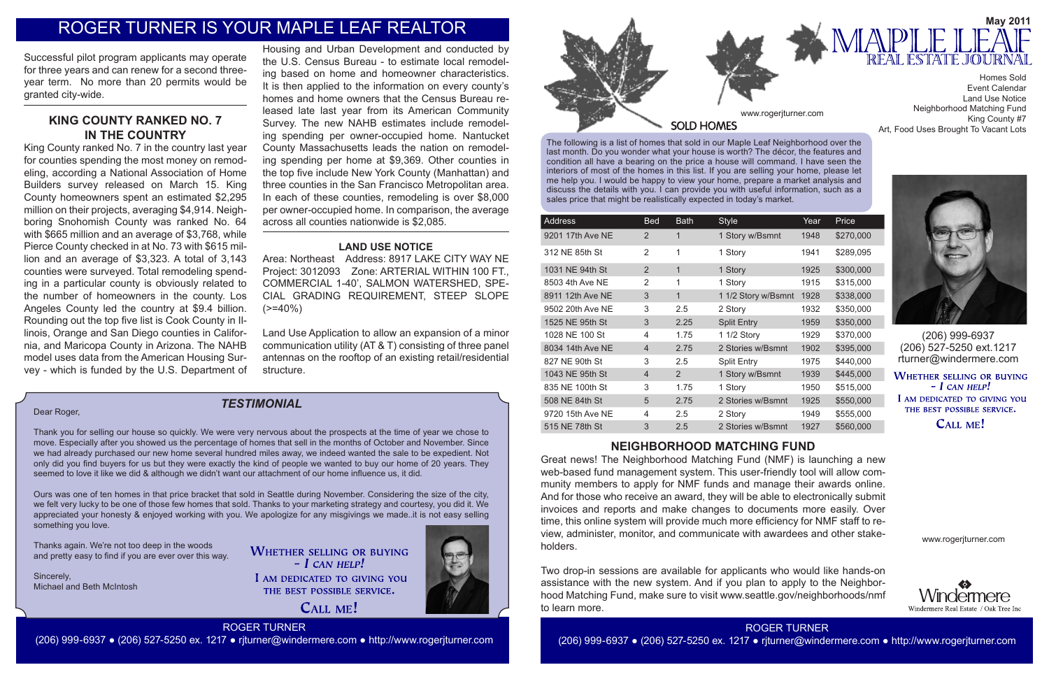# ROGER TURNER IS YOUR MAPLE LEAF REALTOR

Successful pilot program applicants may operate for three years and can renew for a second three-year term. No more than 20 permits would be granted city-wide.

## KING COUNTY RANKED NO. 7 IN THE COUNTRY

King County ranked No. 7 in the country last year for counties spending the most money on remodeling, according a National Association of Home Builders survey released on March 15. King County homeowners spent an estimated $2,295 million on their projects, averaging $4,914. Neighboring Snohomish County was ranked No. 64 with $665 million and an average of $3,768, while Pierce County checked in at No. 73 with $615 million and an average of $3,323. A total of 3,143 counties were surveyed. Total remodeling spending in a particular county is obviously related to the number of homeowners in the county. Los Angeles County led the country at $9.4 billion. Rounding out the top five list is Cook County in Illinois, Orange and San Diego counties in California, and Maricopa County in Arizona. The NAHB model uses data from the American Housing Survey - which is funded by the U.S. Department of Housing and Urban Development and conducted by the U.S. Census Bureau - to estimate local remodeling based on home and homeowner characteristics. It is then applied to the information on every county's homes and home owners that the Census Bureau released late last year from its American Community Survey. The new NAHB estimates include remodeling spending per owner-occupied home. Nantucket County Massachusetts leads the nation on remodeling spending per home at $9,369. Other counties in the top five include New York County (Manhattan) and three counties in the San Francisco Metropolitan area. In each of these counties, remodeling is over $8,000 per owner-occupied home. In comparison, the average across all counties nationwide is $2,085.

## LAND USE NOTICE

Area: Northeast Address: 8917 LAKE CITY WAY NE Project: 3012093 Zone: ARTERIAL WITHIN 100 FT., COMMERCIAL 1-40', SALMON WATERSHED, SPECIAL GRADING REQUIREMENT, STEEP SLOPE (>=40%)

Land Use Application to allow an expansion of a minor communication utility (AT & T) consisting of three panel antennas on the rooftop of an existing retail/residential structure.

## *TESTIMONIAL*

Dear Roger,

Thank you for selling our house so quickly. We were very nervous about the prospects at the time of year we chose to move. Especially after you showed us the percentage of homes that sell in the months of October and November. Since we had already purchased our new home several hundred miles away, we indeed wanted the sale to be expedient. Not only did you find buyers for us but they were exactly the kind of people we wanted to buy our home of 20 years. They seemed to love it like we did & although we didn't want our attachment of our home influence us, it did.

Ours was one of ten homes in that price bracket that sold in Seattle during November. Considering the size of the city, we felt very lucky to be one of those few homes that sold. Thanks to your marketing strategy and courtesy, you did it. We appreciated your honesty & enjoyed working with you. We apologize for any misgivings we made..it is not easy selling something you love.

Thanks again. We're not too deep in the woods and pretty easy to find if you are ever over this way.

Sincerely,
Michael and Beth McIntosh

WHETHER SELLING OR BUYING - *I CAN HELP!*
I AM DEDICATED TO GIVING YOU THE BEST POSSIBLE SERVICE.
CALL ME!

ROGER TURNER
(206) 999-6937 ● (206) 527-5250 ex. 1217 ● rjturner@windermere.com ● http://www.rogerjturner.com

# MAPLE LEAF REAL ESTATE JOURNAL

May 2011

Homes Sold
Event Calendar
Land Use Notice
Neighborhood Matching Fund
King County #7
Art, Food Uses Brought To Vacant Lots

www.rogerjturner.com

## SOLD HOMES

The following is a list of homes that sold in our Maple Leaf Neighborhood over the last month. Do you wonder what your house is worth? The décor, the features and condition all have a bearing on the price a house will command. I have seen the interiors of most of the homes in this list. If you are selling your home, please let me help you. I would be happy to view your home, prepare a market analysis and discuss the details with you. I can provide you with useful information, such as a sales price that might be realistically expected in today's market.

| Address | Bed | Bath | Style | Year | Price |
|---|---|---|---|---|---|
| 9201 17th Ave NE | 2 | 1 | 1 Story w/Bsmnt | 1948 | $270,000 |
| 312 NE 85th St | 2 | 1 | 1 Story | 1941 | $289,095 |
| 1031 NE 94th St | 2 | 1 | 1 Story | 1925 | $300,000 |
| 8503 4th Ave NE | 2 | 1 | 1 Story | 1915 | $315,000 |
| 8911 12th Ave NE | 3 | 1 | 1 1/2 Story w/Bsmnt | 1928 | $338,000 |
| 9502 20th Ave NE | 3 | 2.5 | 2 Story | 1932 | $350,000 |
| 1525 NE 95th St | 3 | 2.25 | Split Entry | 1959 | $350,000 |
| 1028 NE 100 St | 4 | 1.75 | 1 1/2 Story | 1929 | $370,000 |
| 8034 14th Ave NE | 4 | 2.75 | 2 Stories w/Bsmnt | 1902 | $395,000 |
| 827 NE 90th St | 3 | 2.5 | Split Entry | 1975 | $440,000 |
| 1043 NE 95th St | 4 | 2 | 1 Story w/Bsmnt | 1939 | $445,000 |
| 835 NE 100th St | 3 | 1.75 | 1 Story | 1950 | $515,000 |
| 508 NE 84th St | 5 | 2.75 | 2 Stories w/Bsmnt | 1925 | $550,000 |
| 9720 15th Ave NE | 4 | 2.5 | 2 Story | 1949 | $555,000 |
| 515 NE 78th St | 3 | 2.5 | 2 Stories w/Bsmnt | 1927 | $560,000 |

(206) 999-6937
(206) 527-5250 ext.1217
rturner@windermere.com

WHETHER SELLING OR BUYING - *I CAN HELP!*
I AM DEDICATED TO GIVING YOU THE BEST POSSIBLE SERVICE.
CALL ME!

## NEIGHBORHOOD MATCHING FUND

Great news! The Neighborhood Matching Fund (NMF) is launching a new web-based fund management system. This user-friendly tool will allow community members to apply for NMF funds and manage their awards online. And for those who receive an award, they will be able to electronically submit invoices and reports and make changes to documents more easily. Over time, this online system will provide much more efficiency for NMF staff to review, administer, monitor, and communicate with awardees and other stakeholders.

Two drop-in sessions are available for applicants who would like hands-on assistance with the new system. And if you plan to apply to the Neighborhood Matching Fund, make sure to visit www.seattle.gov/neighborhoods/nmf to learn more.

www.rogerjturner.com

Windermere
Windermere Real Estate / Oak Tree Inc

ROGER TURNER
(206) 999-6937 ● (206) 527-5250 ex. 1217 ● rjturner@windermere.com ● http://www.rogerjturner.com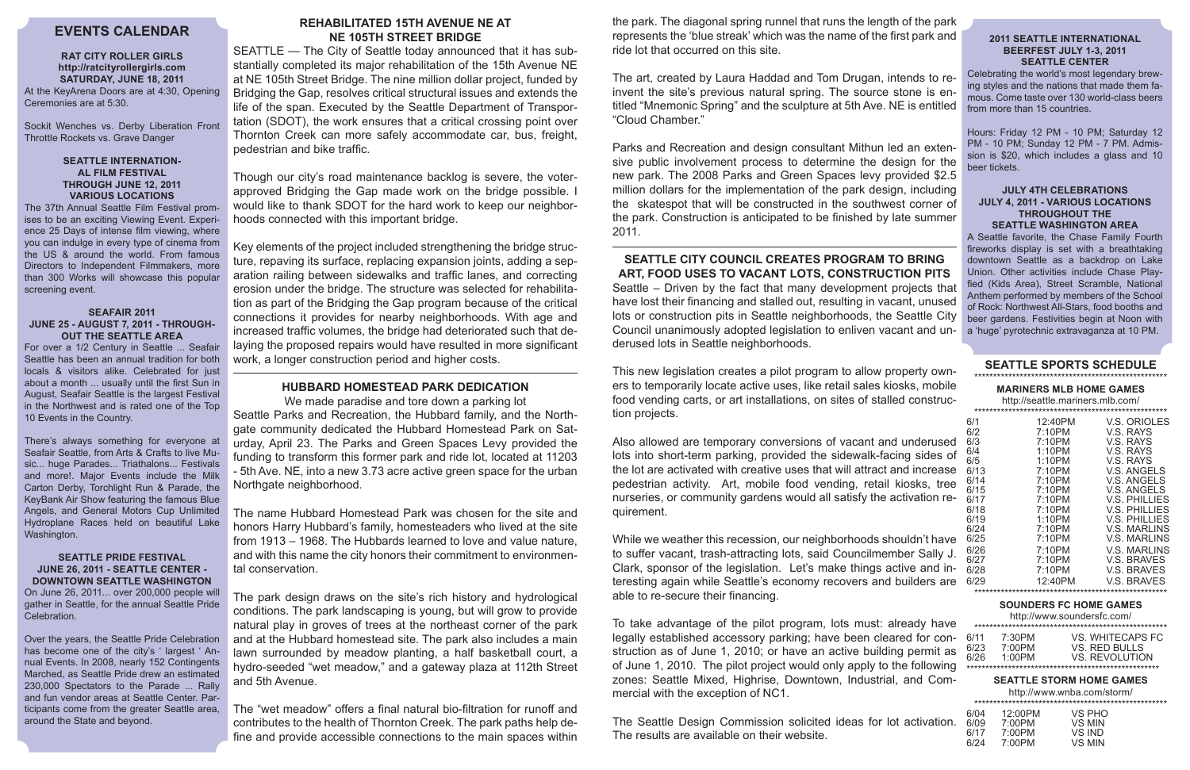# EVENTS CALENDAR

**RAT CITY ROLLER GIRLS**
**http://ratcityrollergirls.com**
**SATURDAY, JUNE 18, 2011**

At the KeyArena Doors are at 4:30, Opening Ceremonies are at 5:30.

Sockit Wenches vs. Derby Liberation Front Throttle Rockets vs. Grave Danger

**SEATTLE INTERNATIONAL FILM FESTIVAL**
**THROUGH JUNE 12, 2011**
**VARIOUS LOCATIONS**

The 37th Annual Seattle Film Festival promises to be an exciting Viewing Event. Experience 25 Days of intense film viewing, where you can indulge in every type of cinema from the US & around the world. From famous Directors to Independent Filmmakers, more than 300 Works will showcase this popular screening event.

**SEAFAIR 2011**
**JUNE 25 - AUGUST 7, 2011 - THROUGHOUT THE SEATTLE AREA**

For over a 1/2 Century in Seattle ... Seafair Seattle has been an annual tradition for both locals & visitors alike. Celebrated for just about a month ... usually until the first Sun in August, Seafair Seattle is the largest Festival in the Northwest and is rated one of the Top 10 Events in the Country.

There's always something for everyone at Seafair Seattle, from Arts & Crafts to live Music... huge Parades... Triathalons... Festivals and more!. Major Events include the Milk Carton Derby, Torchlight Run & Parade, the KeyBank Air Show featuring the famous Blue Angels, and General Motors Cup Unlimited Hydroplane Races held on beautiful Lake Washington.

**SEATTLE PRIDE FESTIVAL**
**JUNE 26, 2011 - SEATTLE CENTER - DOWNTOWN SEATTLE WASHINGTON**

On June 26, 2011... over 200,000 people will gather in Seattle, for the annual Seattle Pride Celebration.

Over the years, the Seattle Pride Celebration has become one of the city's ' largest ' Annual Events. In 2008, nearly 152 Contingents Marched, as Seattle Pride drew an estimated 230,000 Spectators to the Parade ... Rally and fun vendor areas at Seattle Center. Participants come from the greater Seattle area, around the State and beyond.

## REHABILITATED 15TH AVENUE NE AT NE 105TH STREET BRIDGE

SEATTLE — The City of Seattle today announced that it has substantially completed its major rehabilitation of the 15th Avenue NE at NE 105th Street Bridge. The nine million dollar project, funded by Bridging the Gap, resolves critical structural issues and extends the life of the span. Executed by the Seattle Department of Transportation (SDOT), the work ensures that a critical crossing point over Thornton Creek can more safely accommodate car, bus, freight, pedestrian and bike traffic.

Though our city's road maintenance backlog is severe, the voter-approved Bridging the Gap made work on the bridge possible. I would like to thank SDOT for the hard work to keep our neighborhoods connected with this important bridge.

Key elements of the project included strengthening the bridge structure, repaving its surface, replacing expansion joints, adding a separation railing between sidewalks and traffic lanes, and correcting erosion under the bridge. The structure was selected for rehabilitation as part of the Bridging the Gap program because of the critical connections it provides for nearby neighborhoods. With age and increased traffic volumes, the bridge had deteriorated such that delaying the proposed repairs would have resulted in more significant work, a longer construction period and higher costs.

## HUBBARD HOMESTEAD PARK DEDICATION

We made paradise and tore down a parking lot

Seattle Parks and Recreation, the Hubbard family, and the Northgate community dedicated the Hubbard Homestead Park on Saturday, April 23. The Parks and Green Spaces Levy provided the funding to transform this former park and ride lot, located at 11203 - 5th Ave. NE, into a new 3.73 acre active green space for the urban Northgate neighborhood.

The name Hubbard Homestead Park was chosen for the site and honors Harry Hubbard's family, homesteaders who lived at the site from 1913 – 1968. The Hubbards learned to love and value nature, and with this name the city honors their commitment to environmental conservation.

The park design draws on the site's rich history and hydrological conditions. The park landscaping is young, but will grow to provide natural play in groves of trees at the northeast corner of the park and at the Hubbard homestead site. The park also includes a main lawn surrounded by meadow planting, a half basketball court, a hydro-seeded "wet meadow," and a gateway plaza at 112th Street and 5th Avenue.

The "wet meadow" offers a final natural bio-filtration for runoff and contributes to the health of Thornton Creek. The park paths help define and provide accessible connections to the main spaces within the park. The diagonal spring runnel that runs the length of the park represents the 'blue streak' which was the name of the first park and ride lot that occurred on this site.

The art, created by Laura Haddad and Tom Drugan, intends to reinvent the site's previous natural spring. The source stone is entitled "Mnemonic Spring" and the sculpture at 5th Ave. NE is entitled "Cloud Chamber."

Parks and Recreation and design consultant Mithun led an extensive public involvement process to determine the design for the new park. The 2008 Parks and Green Spaces levy provided $2.5 million dollars for the implementation of the park design, including the skatespot that will be constructed in the southwest corner of the park. Construction is anticipated to be finished by late summer 2011.

## SEATTLE CITY COUNCIL CREATES PROGRAM TO BRING ART, FOOD USES TO VACANT LOTS, CONSTRUCTION PITS

Seattle – Driven by the fact that many development projects that have lost their financing and stalled out, resulting in vacant, unused lots or construction pits in Seattle neighborhoods, the Seattle City Council unanimously adopted legislation to enliven vacant and underused lots in Seattle neighborhoods.

This new legislation creates a pilot program to allow property owners to temporarily locate active uses, like retail sales kiosks, mobile food vending carts, or art installations, on sites of stalled construction projects.

Also allowed are temporary conversions of vacant and underused lots into short-term parking, provided the sidewalk-facing sides of the lot are activated with creative uses that will attract and increase pedestrian activity. Art, mobile food vending, retail kiosks, tree nurseries, or community gardens would all satisfy the activation requirement.

While we weather this recession, our neighborhoods shouldn't have to suffer vacant, trash-attracting lots, said Councilmember Sally J. Clark, sponsor of the legislation. Let's make things active and interesting again while Seattle's economy recovers and builders are able to re-secure their financing.

To take advantage of the pilot program, lots must: already have legally established accessory parking; have been cleared for construction as of June 1, 2010; or have an active building permit as of June 1, 2010. The pilot project would only apply to the following zones: Seattle Mixed, Highrise, Downtown, Industrial, and Commercial with the exception of NC1.

The Seattle Design Commission solicited ideas for lot activation. The results are available on their website.

**2011 SEATTLE INTERNATIONAL BEERFEST JULY 1-3, 2011 SEATTLE CENTER**

Celebrating the world's most legendary brewing styles and the nations that made them famous. Come taste over 130 world-class beers from more than 15 countries.

Hours: Friday 12 PM - 10 PM; Saturday 12 PM - 10 PM; Sunday 12 PM - 7 PM. Admission is $20, which includes a glass and 10 beer tickets.

**JULY 4TH CELEBRATIONS**
**JULY 4, 2011 - VARIOUS LOCATIONS THROUGHOUT THE SEATTLE WASHINGTON AREA**

A Seattle favorite, the Chase Family Fourth fireworks display is set with a breathtaking downtown Seattle as a backdrop on Lake Union. Other activities include Chase Playfied (Kids Area), Street Scramble, National Anthem performed by members of the School of Rock: Northwest All-Stars, food booths and beer gardens. Festivities begin at Noon with a 'huge' pyrotechnic extravaganza at 10 PM.

## SEATTLE SPORTS SCHEDULE

**MARINERS MLB HOME GAMES**
http://seattle.mariners.mlb.com/

| | | |
|---|---|---|
| 6/1 | 12:40PM | V.S. ORIOLES |
| 6/2 | 7:10PM | V.S. RAYS |
| 6/3 | 7:10PM | V.S. RAYS |
| 6/4 | 1:10PM | V.S. RAYS |
| 6/5 | 1:10PM | V.S. RAYS |
| 6/13 | 7:10PM | V.S. ANGELS |
| 6/14 | 7:10PM | V.S. ANGELS |
| 6/15 | 7:10PM | V.S. ANGELS |
| 6/17 | 7:10PM | V.S. PHILLIES |
| 6/18 | 7:10PM | V.S. PHILLIES |
| 6/19 | 1:10PM | V.S. PHILLIES |
| 6/24 | 7:10PM | V.S. MARLINS |
| 6/25 | 7:10PM | V.S. MARLINS |
| 6/26 | 7:10PM | V.S. MARLINS |
| 6/27 | 7:10PM | V.S. BRAVES |
| 6/28 | 7:10PM | V.S. BRAVES |
| 6/29 | 12:40PM | V.S. BRAVES |

**SOUNDERS FC HOME GAMES**
http://www.soundersfc.com/

| | | |
|---|---|---|
| 6/11 | 7:30PM | VS. WHITECAPS FC |
| 6/23 | 7:00PM | VS. RED BULLS |
| 6/26 | 1:00PM | VS. REVOLUTION |

**SEATTLE STORM HOME GAMES**
http://www.wnba.com/storm/

| | | |
|---|---|---|
| 6/04 | 12:00PM | VS PHO |
| 6/09 | 7:00PM | VS MIN |
| 6/17 | 7:00PM | VS IND |
| 6/24 | 7:00PM | VS MIN |